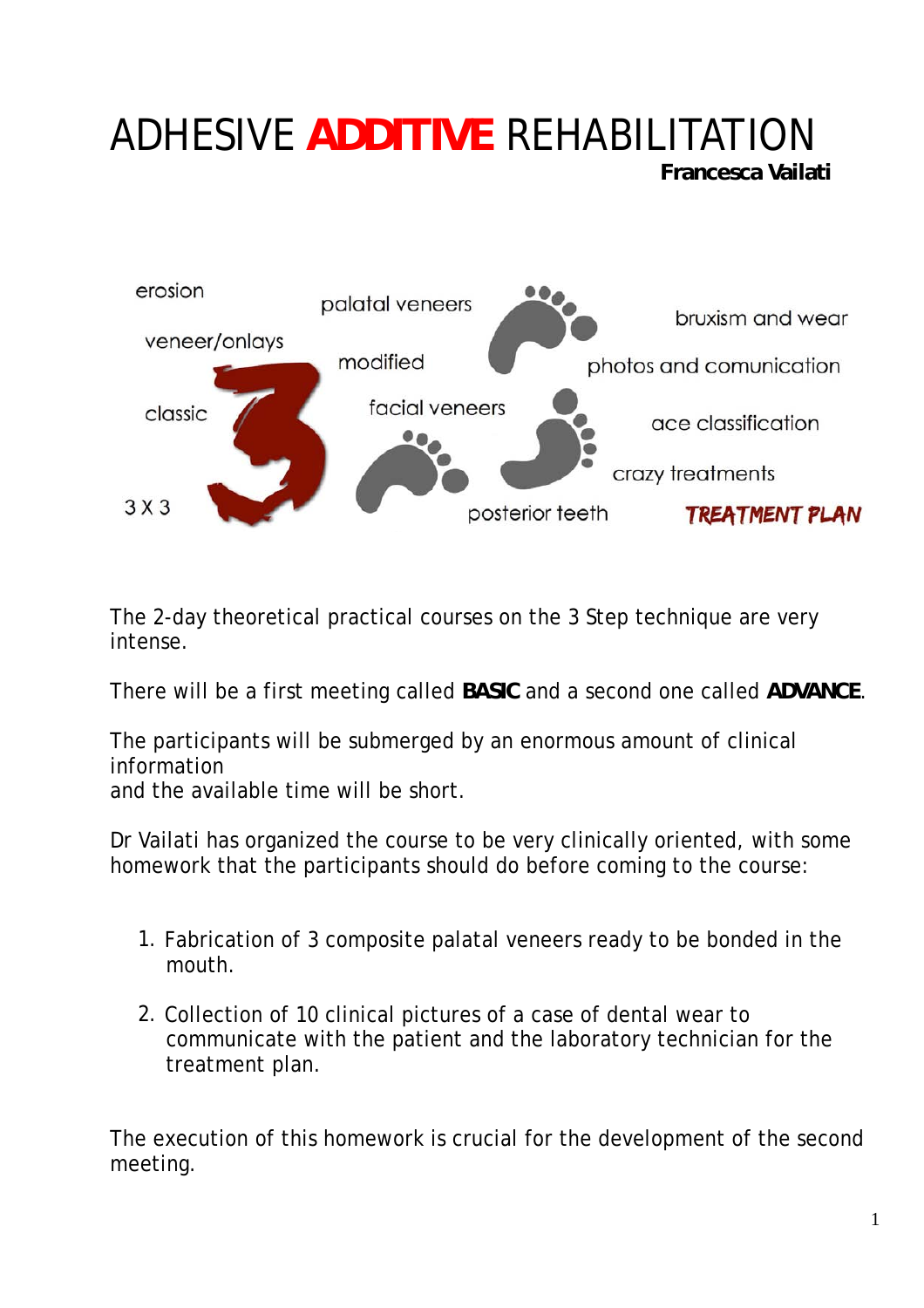# ADHESIVE **ADDITIVE** REHABILITATION

**Francesca Vailati**

erosion

palatal veneers

bruxism and wear

veneer/onlays

modified

photos and comunication

classic

facial veneers

ace classification

crazy treatments

3 X 3

posterior teeth

TREATMENT PLAN

The 2-day theoretical practical courses on the 3 Step technique are very intense.

There will be a first meeting called **BASIC** and a second one called **ADVANCE**.

The participants will be submerged by an enormous amount of clinical information
and the available time will be short.

Dr Vailati has organized the course to be very clinically oriented, with some homework that the participants should do before coming to the course:

1. Fabrication of 3 composite palatal veneers ready to be bonded in the mouth.

2. Collection of 10 clinical pictures of a case of dental wear to communicate with the patient and the laboratory technician for the treatment plan.

The execution of this homework is crucial for the development of the second meeting.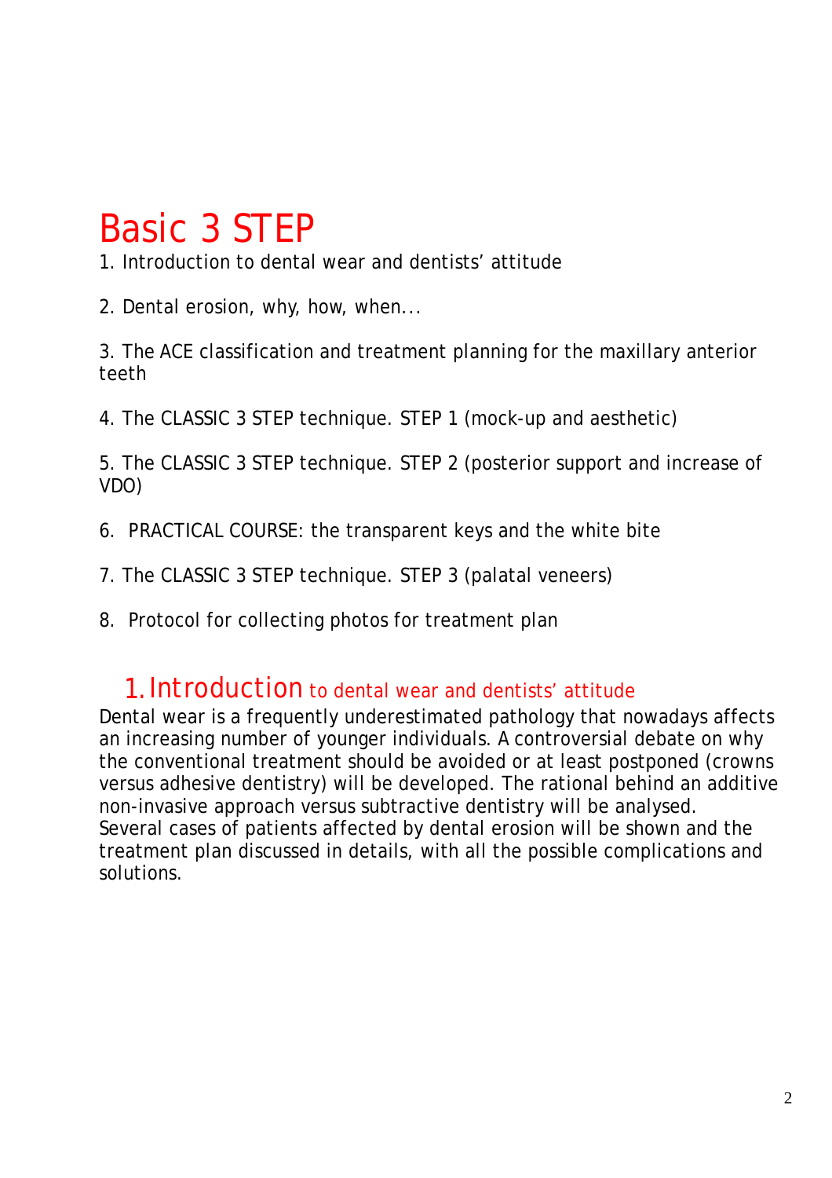# Basic 3 STEP

1. Introduction to dental wear and dentists’ attitude

2. Dental erosion, why, how, when...

3. The ACE classification and treatment planning for the maxillary anterior teeth

4. The CLASSIC 3 STEP technique. STEP 1 (mock-up and aesthetic)

5. The CLASSIC 3 STEP technique. STEP 2 (posterior support and increase of VDO)

6. PRACTICAL COURSE: the transparent keys and the white bite

7. The CLASSIC 3 STEP technique. STEP 3 (palatal veneers)

8. Protocol for collecting photos for treatment plan

## 1. Introduction to dental wear and dentists’ attitude

Dental wear is a frequently underestimated pathology that nowadays affects an increasing number of younger individuals. A controversial debate on why the conventional treatment should be avoided or at least postponed (crowns versus adhesive dentistry) will be developed. The rational behind an additive non-invasive approach versus subtractive dentistry will be analysed.
Several cases of patients affected by dental erosion will be shown and the treatment plan discussed in details, with all the possible complications and solutions.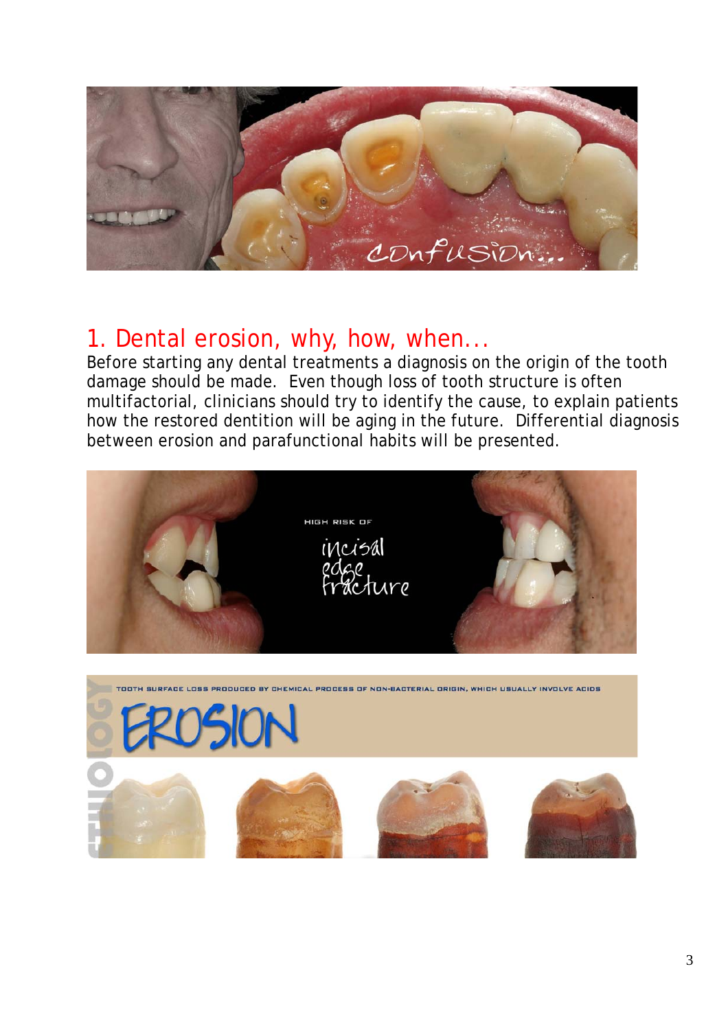## 1. Dental erosion, why, how, when...

Before starting any dental treatments a diagnosis on the origin of the tooth damage should be made. Even though loss of tooth structure is often multifactorial, clinicians should try to identify the cause, to explain patients how the restored dentition will be aging in the future. Differential diagnosis between erosion and parafunctional habits will be presented.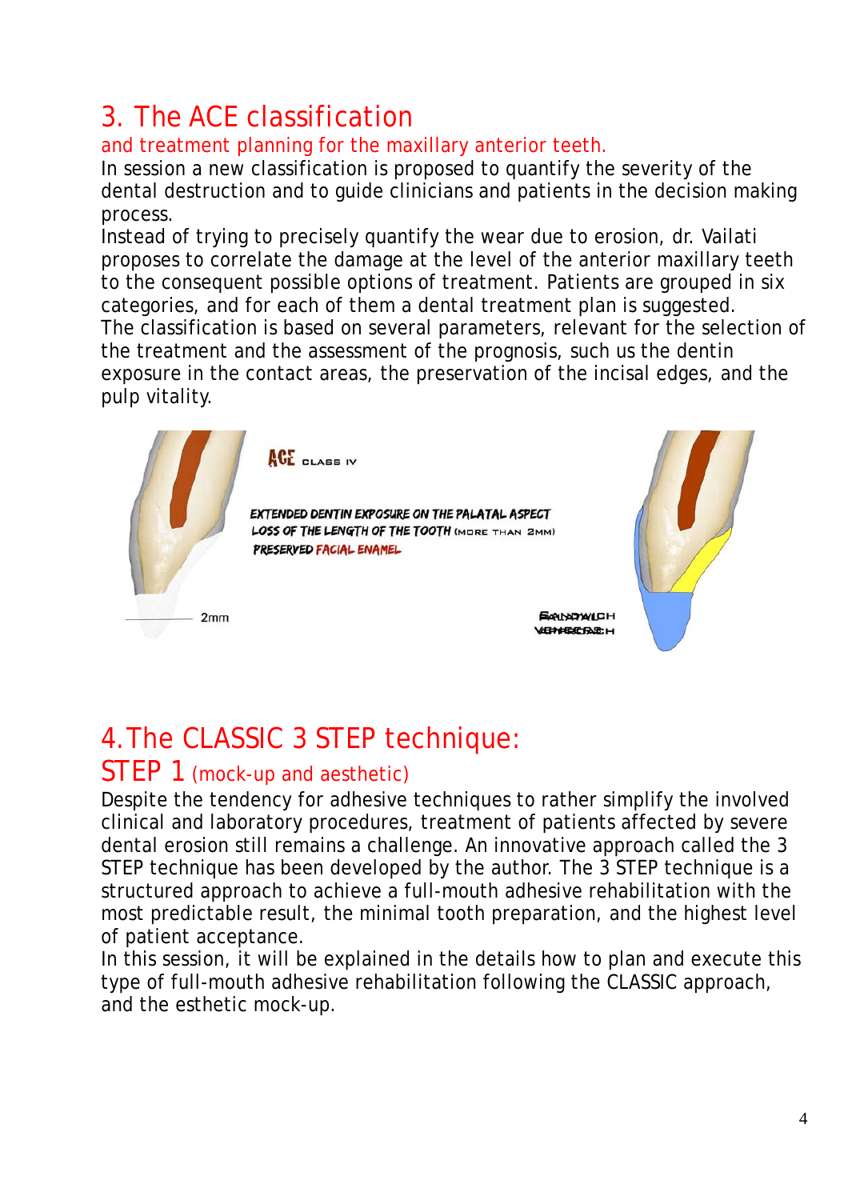# 3. The ACE classification

## and treatment planning for the maxillary anterior teeth.

In session a new classification is proposed to quantify the severity of the dental destruction and to guide clinicians and patients in the decision making process.

Instead of trying to precisely quantify the wear due to erosion, dr. Vailati proposes to correlate the damage at the level of the anterior maxillary teeth to the consequent possible options of treatment. Patients are grouped in six categories, and for each of them a dental treatment plan is suggested.

The classification is based on several parameters, relevant for the selection of the treatment and the assessment of the prognosis, such us the dentin exposure in the contact areas, the preservation of the incisal edges, and the pulp vitality.

ACE CLASS IV

EXTENDED DENTIN EXPOSURE ON THE PALATAL ASPECT
LOSS OF THE LENGTH OF THE TOOTH (MORE THAN 2MM)
PRESERVED FACIAL ENAMEL

2mm

SANDWICH APPROACH

# 4. The CLASSIC 3 STEP technique:

## STEP 1 (mock-up and aesthetic)

Despite the tendency for adhesive techniques to rather simplify the involved clinical and laboratory procedures, treatment of patients affected by severe dental erosion still remains a challenge. An innovative approach called the 3 STEP technique has been developed by the author. The 3 STEP technique is a structured approach to achieve a full-mouth adhesive rehabilitation with the most predictable result, the minimal tooth preparation, and the highest level of patient acceptance.

In this session, it will be explained in the details how to plan and execute this type of full-mouth adhesive rehabilitation following the CLASSIC approach, and the esthetic mock-up.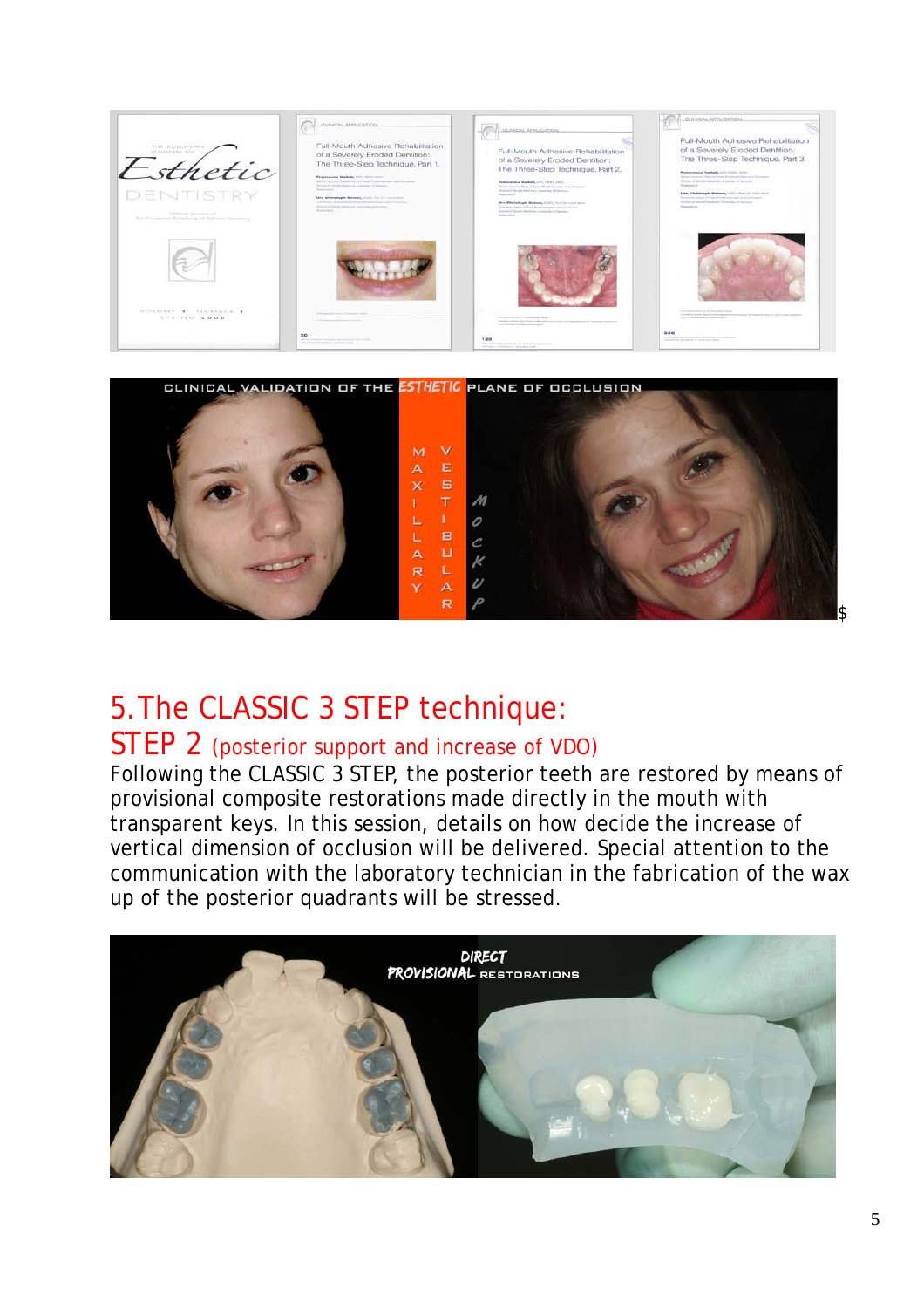## 5. The CLASSIC 3 STEP technique:

### STEP 2 (posterior support and increase of VDO)

Following the CLASSIC 3 STEP, the posterior teeth are restored by means of provisional composite restorations made directly in the mouth with transparent keys. In this session, details on how decide the increase of vertical dimension of occlusion will be delivered. Special attention to the communication with the laboratory technician in the fabrication of the wax up of the posterior quadrants will be stressed.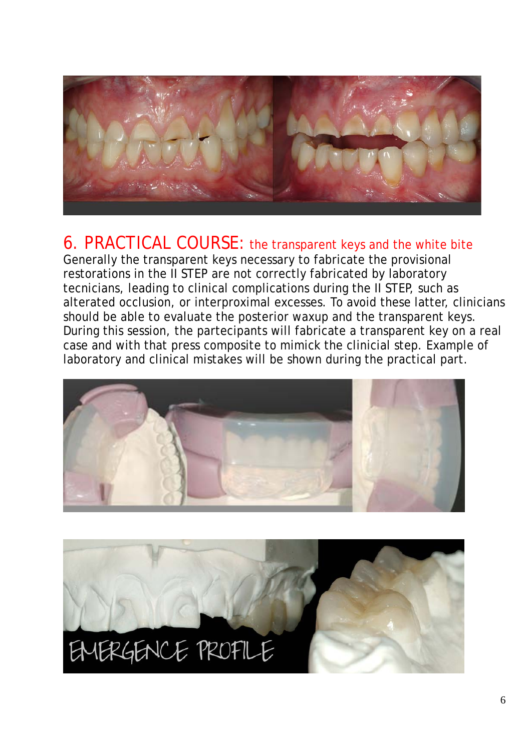## 6. PRACTICAL COURSE: the transparent keys and the white bite

Generally the transparent keys necessary to fabricate the provisional restorations in the II STEP are not correctly fabricated by laboratory tecnicians, leading to clinical complications during the II STEP, such as alterated occlusion, or interproximal excesses. To avoid these latter, clinicians should be able to evaluate the posterior waxup and the transparent keys. During this session, the partecipants will fabricate a transparent key on a real case and with that press composite to mimick the clinicial step. Example of laboratory and clinical mistakes will be shown during the practical part.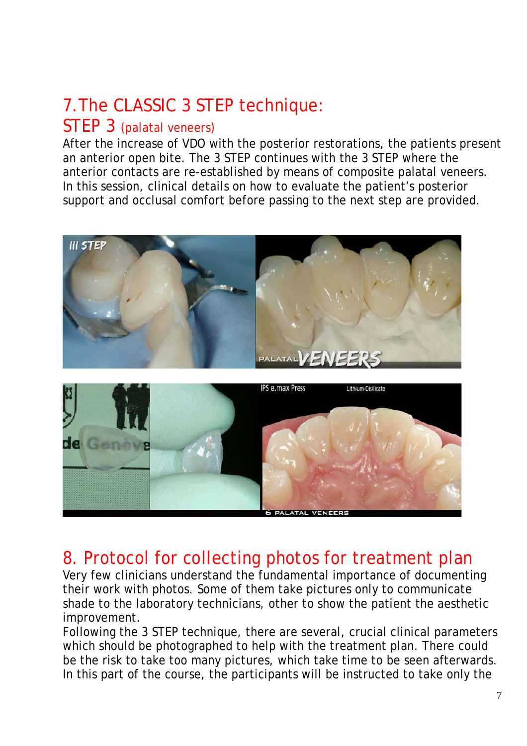## 7.The CLASSIC 3 STEP technique:

### STEP 3 (palatal veneers)

After the increase of VDO with the posterior restorations, the patients present an anterior open bite. The 3 STEP continues with the 3 STEP where the anterior contacts are re-established by means of composite palatal veneers. In this session, clinical details on how to evaluate the patient's posterior support and occlusal comfort before passing to the next step are provided.

## 8. Protocol for collecting photos for treatment plan

Very few clinicians understand the fundamental importance of documenting their work with photos. Some of them take pictures only to communicate shade to the laboratory technicians, other to show the patient the aesthetic improvement.

Following the 3 STEP technique, there are several, crucial clinical parameters which should be photographed to help with the treatment plan. There could be the risk to take too many pictures, which take time to be seen afterwards. In this part of the course, the participants will be instructed to take only the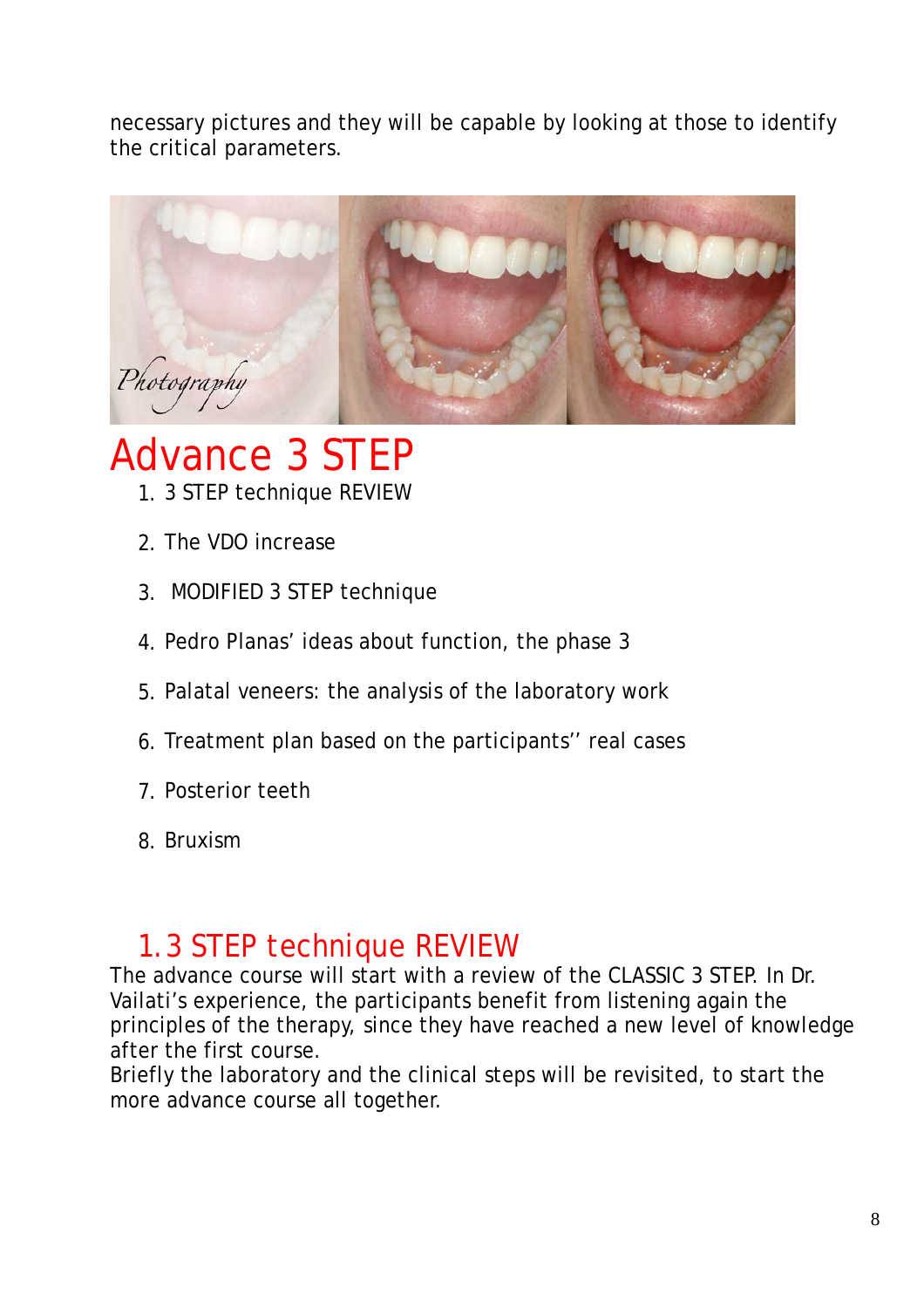necessary pictures and they will be capable by looking at those to identify the critical parameters.

# Advance 3 STEP

1. 3 STEP technique REVIEW
2. The VDO increase
3. MODIFIED 3 STEP technique
4. Pedro Planas' ideas about function, the phase 3
5. Palatal veneers: the analysis of the laboratory work
6. Treatment plan based on the participants'' real cases
7. Posterior teeth
8. Bruxism

## 1. 3 STEP technique REVIEW

The advance course will start with a review of the CLASSIC 3 STEP. In Dr. Vailati's experience, the participants benefit from listening again the principles of the therapy, since they have reached a new level of knowledge after the first course.

Briefly the laboratory and the clinical steps will be revisited, to start the more advance course all together.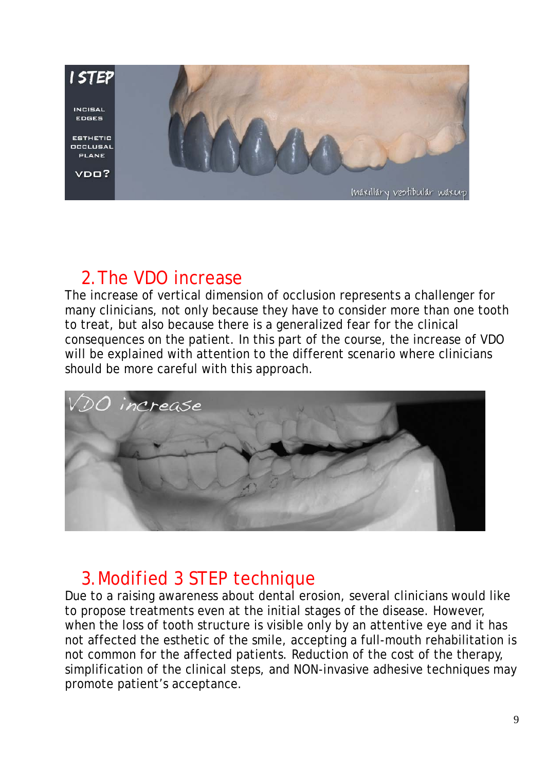## 2. The VDO increase

The increase of vertical dimension of occlusion represents a challenger for many clinicians, not only because they have to consider more than one tooth to treat, but also because there is a generalized fear for the clinical consequences on the patient. In this part of the course, the increase of VDO will be explained with attention to the different scenario where clinicians should be more careful with this approach.

## 3. Modified 3 STEP technique

Due to a raising awareness about dental erosion, several clinicians would like to propose treatments even at the initial stages of the disease. However, when the loss of tooth structure is visible only by an attentive eye and it has not affected the esthetic of the smile, accepting a full-mouth rehabilitation is not common for the affected patients. Reduction of the cost of the therapy, simplification of the clinical steps, and NON-invasive adhesive techniques may promote patient's acceptance.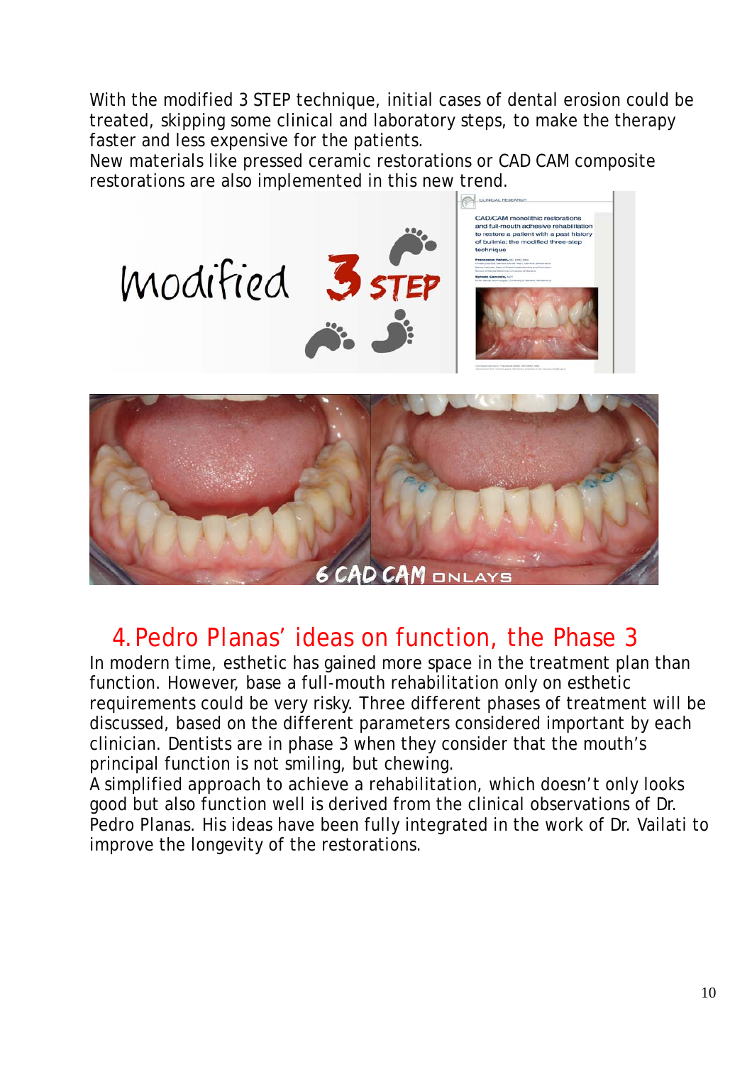With the modified 3 STEP technique, initial cases of dental erosion could be treated, skipping some clinical and laboratory steps, to make the therapy faster and less expensive for the patients.
New materials like pressed ceramic restorations or CAD CAM composite restorations are also implemented in this new trend.

## 4. Pedro Planas' ideas on function, the Phase 3

In modern time, esthetic has gained more space in the treatment plan than function. However, base a full-mouth rehabilitation only on esthetic requirements could be very risky. Three different phases of treatment will be discussed, based on the different parameters considered important by each clinician. Dentists are in phase 3 when they consider that the mouth's principal function is not smiling, but chewing.
A simplified approach to achieve a rehabilitation, which doesn't only looks good but also function well is derived from the clinical observations of Dr. Pedro Planas. His ideas have been fully integrated in the work of Dr. Vailati to improve the longevity of the restorations.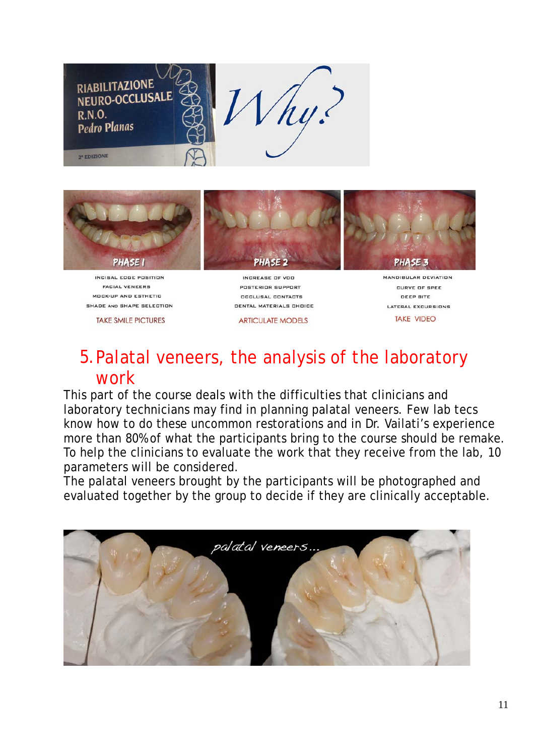| PHASE 1 | PHASE 2 | PHASE 3 |
|---|---|---|
| INCISAL EDGE POSITION | INCREASE OF VDO | MANDIBULAR DEVIATION |
| FACIAL VENEERS | POSTERIOR SUPPORT | CURVE OF SPEE |
| MOCK-UP AND ESTHETIC | OCCLUSAL CONTACTS | DEEP BITE |
| SHADE AND SHAPE SELECTION | DENTAL MATERIALS CHOICE | LATERAL EXCURSIONS |
| TAKE SMILE PICTURES | ARTICULATE MODELS | TAKE VIDEO |

## 5. Palatal veneers, the analysis of the laboratory work

This part of the course deals with the difficulties that clinicians and laboratory technicians may find in planning palatal veneers. Few lab tecs know how to do these uncommon restorations and in Dr. Vailati's experience more than 80% of what the participants bring to the course should be remake. To help the clinicians to evaluate the work that they receive from the lab, 10 parameters will be considered.

The palatal veneers brought by the participants will be photographed and evaluated together by the group to decide if they are clinically acceptable.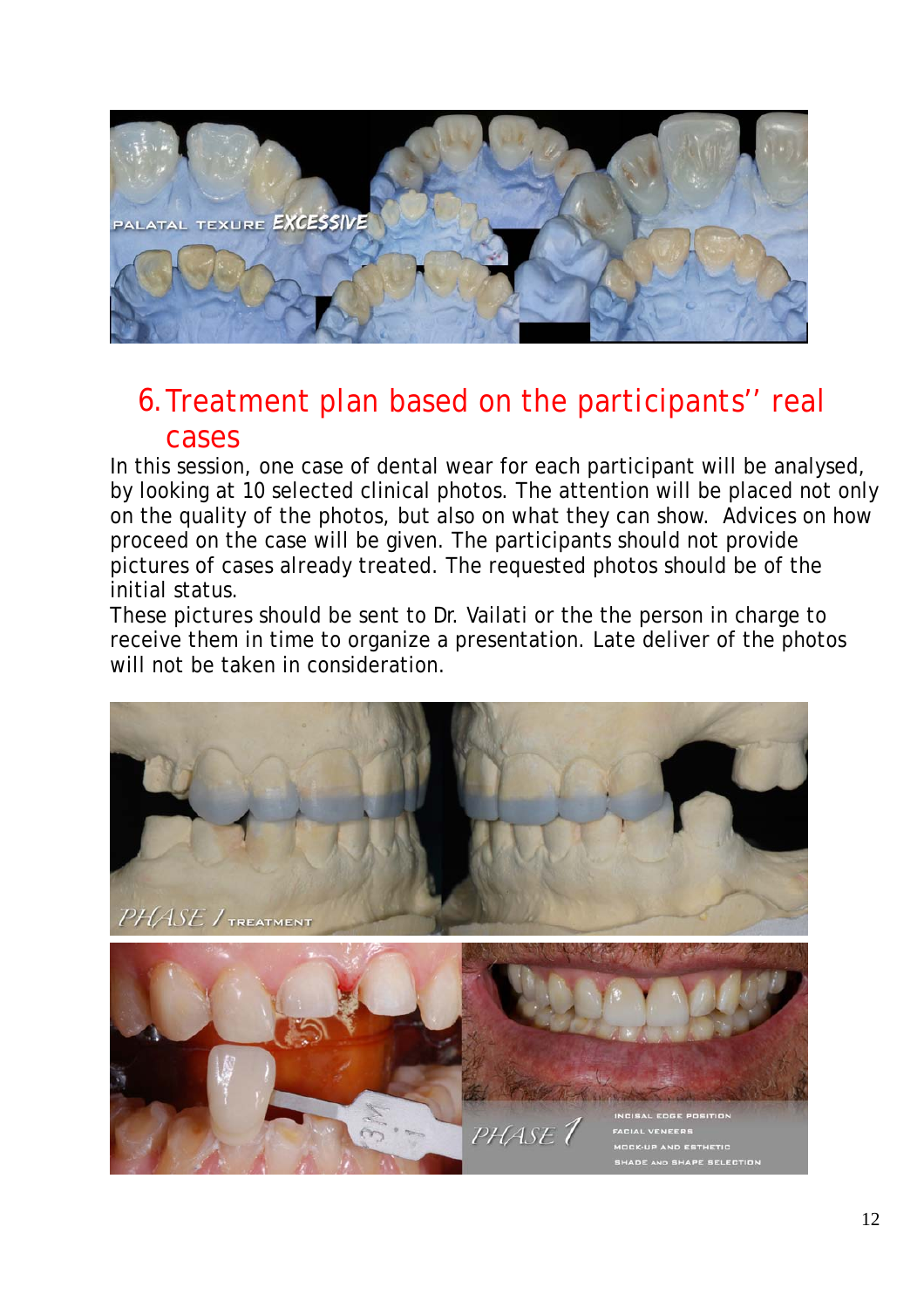## 6. Treatment plan based on the participants'' real cases

In this session, one case of dental wear for each participant will be analysed, by looking at 10 selected clinical photos. The attention will be placed not only on the quality of the photos, but also on what they can show. Advices on how proceed on the case will be given. The participants should not provide pictures of cases already treated. The requested photos should be of the initial status.

These pictures should be sent to Dr. Vailati or the the person in charge to receive them in time to organize a presentation. Late deliver of the photos will not be taken in consideration.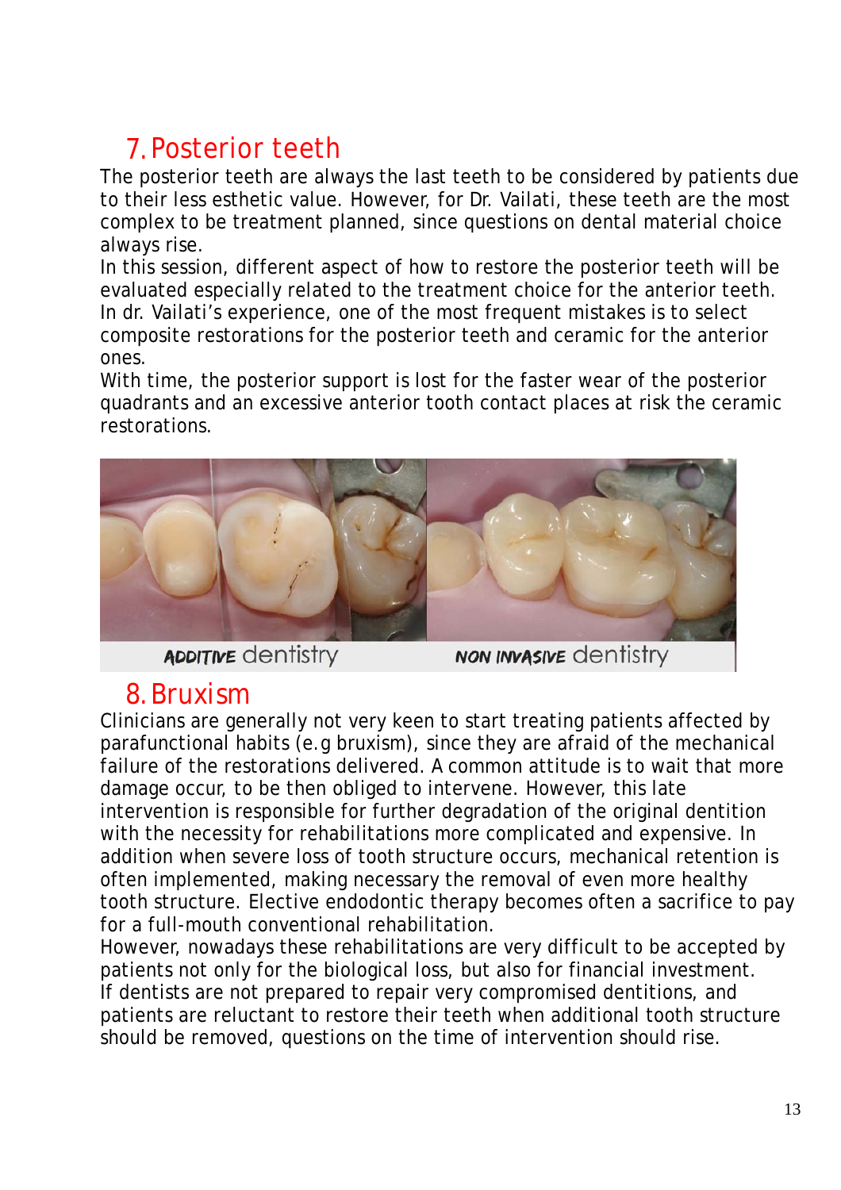## 7. Posterior teeth

The posterior teeth are always the last teeth to be considered by patients due to their less esthetic value. However, for Dr. Vailati, these teeth are the most complex to be treatment planned, since questions on dental material choice always rise.

In this session, different aspect of how to restore the posterior teeth will be evaluated especially related to the treatment choice for the anterior teeth.

In dr. Vailati's experience, one of the most frequent mistakes is to select composite restorations for the posterior teeth and ceramic for the anterior ones.

With time, the posterior support is lost for the faster wear of the posterior quadrants and an excessive anterior tooth contact places at risk the ceramic restorations.

ADDITIVE dentistry NON INVASIVE dentistry

## 8. Bruxism

Clinicians are generally not very keen to start treating patients affected by parafunctional habits (e.g bruxism), since they are afraid of the mechanical failure of the restorations delivered. A common attitude is to wait that more damage occur, to be then obliged to intervene. However, this late intervention is responsible for further degradation of the original dentition with the necessity for rehabilitations more complicated and expensive. In addition when severe loss of tooth structure occurs, mechanical retention is often implemented, making necessary the removal of even more healthy tooth structure. Elective endodontic therapy becomes often a sacrifice to pay for a full-mouth conventional rehabilitation.

However, nowadays these rehabilitations are very difficult to be accepted by patients not only for the biological loss, but also for financial investment.

If dentists are not prepared to repair very compromised dentitions, and patients are reluctant to restore their teeth when additional tooth structure should be removed, questions on the time of intervention should rise.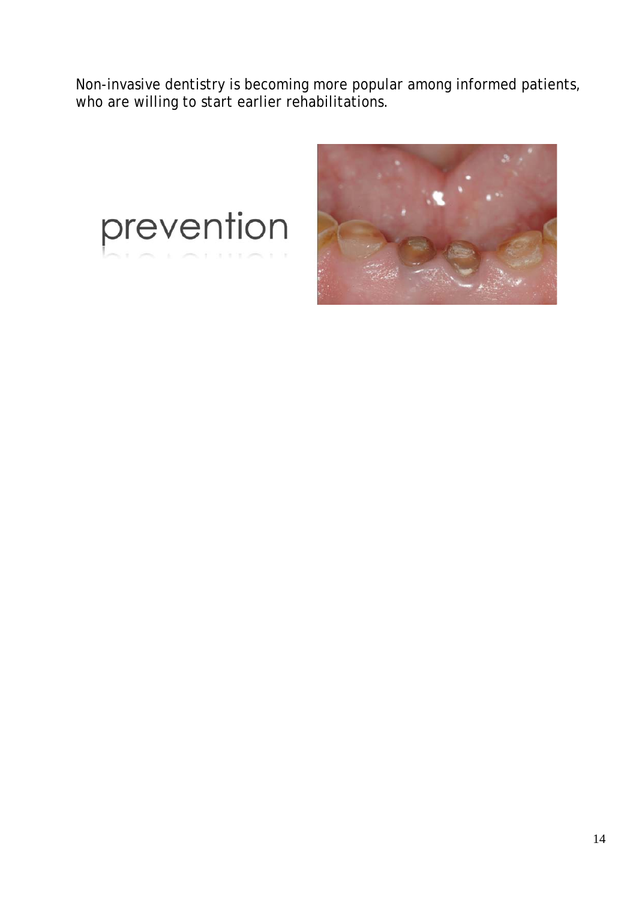Non-invasive dentistry is becoming more popular among informed patients, who are willing to start earlier rehabilitations.

prevention